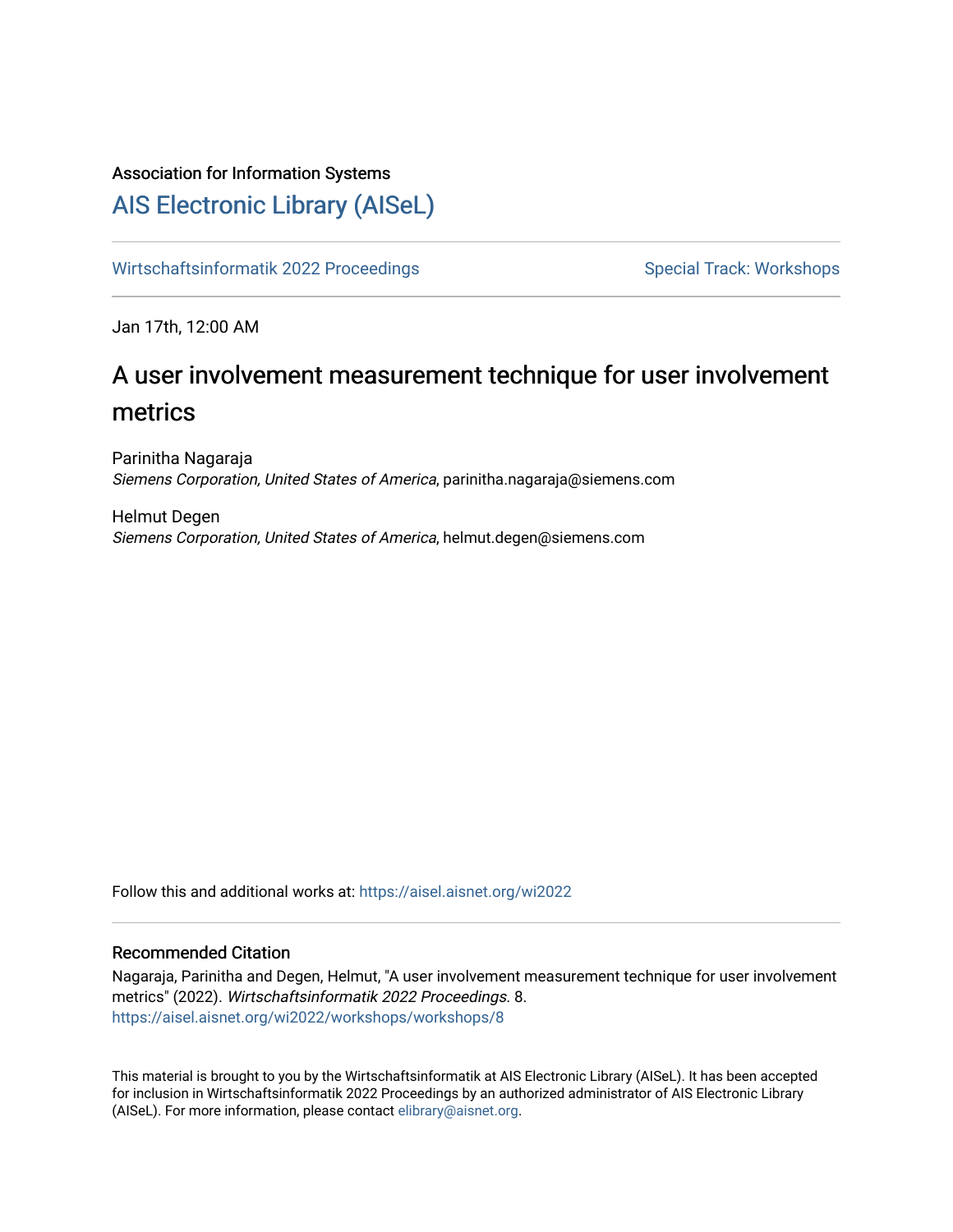Association for Information Systems

# [AIS Electronic Library (AISeL)](https://aisel.aisnet.org/)

[Wirtschaftsinformatik 2022 Proceedings](https://aisel.aisnet.org/wi2022) | [Special Track: Workshops](https://aisel.aisnet.org/wi2022/workshops)

Jan 17th, 12:00 AM

## A user involvement measurement technique for user involvement metrics

Parinitha Nagaraja
*Siemens Corporation, United States of America*, parinitha.nagaraja@siemens.com

Helmut Degen
*Siemens Corporation, United States of America*, helmut.degen@siemens.com

Follow this and additional works at: https://aisel.aisnet.org/wi2022

### Recommended Citation

Nagaraja, Parinitha and Degen, Helmut, "A user involvement measurement technique for user involvement metrics" (2022). *Wirtschaftsinformatik 2022 Proceedings*. 8.
https://aisel.aisnet.org/wi2022/workshops/workshops/8

This material is brought to you by the Wirtschaftsinformatik at AIS Electronic Library (AISeL). It has been accepted for inclusion in Wirtschaftsinformatik 2022 Proceedings by an authorized administrator of AIS Electronic Library (AISeL). For more information, please contact elibrary@aisnet.org.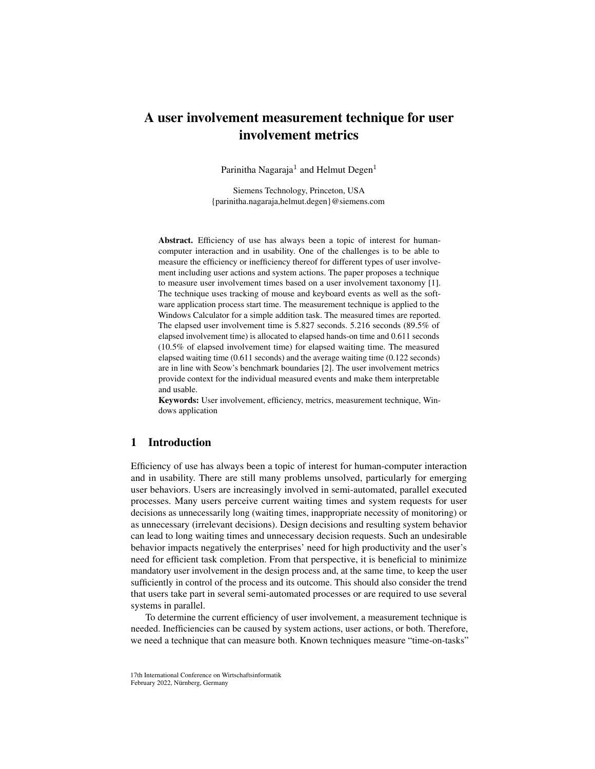# A user involvement measurement technique for user involvement metrics

Parinitha Nagaraja[1] and Helmut Degen[1]

Siemens Technology, Princeton, USA
{parinitha.nagaraja,helmut.degen}@siemens.com

**Abstract.** Efficiency of use has always been a topic of interest for human-computer interaction and in usability. One of the challenges is to be able to measure the efficiency or inefficiency thereof for different types of user involvement including user actions and system actions. The paper proposes a technique to measure user involvement times based on a user involvement taxonomy [1]. The technique uses tracking of mouse and keyboard events as well as the software application process start time. The measurement technique is applied to the Windows Calculator for a simple addition task. The measured times are reported. The elapsed user involvement time is 5.827 seconds. 5.216 seconds (89.5% of elapsed involvement time) is allocated to elapsed hands-on time and 0.611 seconds (10.5% of elapsed involvement time) for elapsed waiting time. The measured elapsed waiting time (0.611 seconds) and the average waiting time (0.122 seconds) are in line with Seow's benchmark boundaries [2]. The user involvement metrics provide context for the individual measured events and make them interpretable and usable.

**Keywords:** User involvement, efficiency, metrics, measurement technique, Windows application

## 1 Introduction

Efficiency of use has always been a topic of interest for human-computer interaction and in usability. There are still many problems unsolved, particularly for emerging user behaviors. Users are increasingly involved in semi-automated, parallel executed processes. Many users perceive current waiting times and system requests for user decisions as unnecessarily long (waiting times, inappropriate necessity of monitoring) or as unnecessary (irrelevant decisions). Design decisions and resulting system behavior can lead to long waiting times and unnecessary decision requests. Such an undesirable behavior impacts negatively the enterprises' need for high productivity and the user's need for efficient task completion. From that perspective, it is beneficial to minimize mandatory user involvement in the design process and, at the same time, to keep the user sufficiently in control of the process and its outcome. This should also consider the trend that users take part in several semi-automated processes or are required to use several systems in parallel.

To determine the current efficiency of user involvement, a measurement technique is needed. Inefficiencies can be caused by system actions, user actions, or both. Therefore, we need a technique that can measure both. Known techniques measure "time-on-tasks"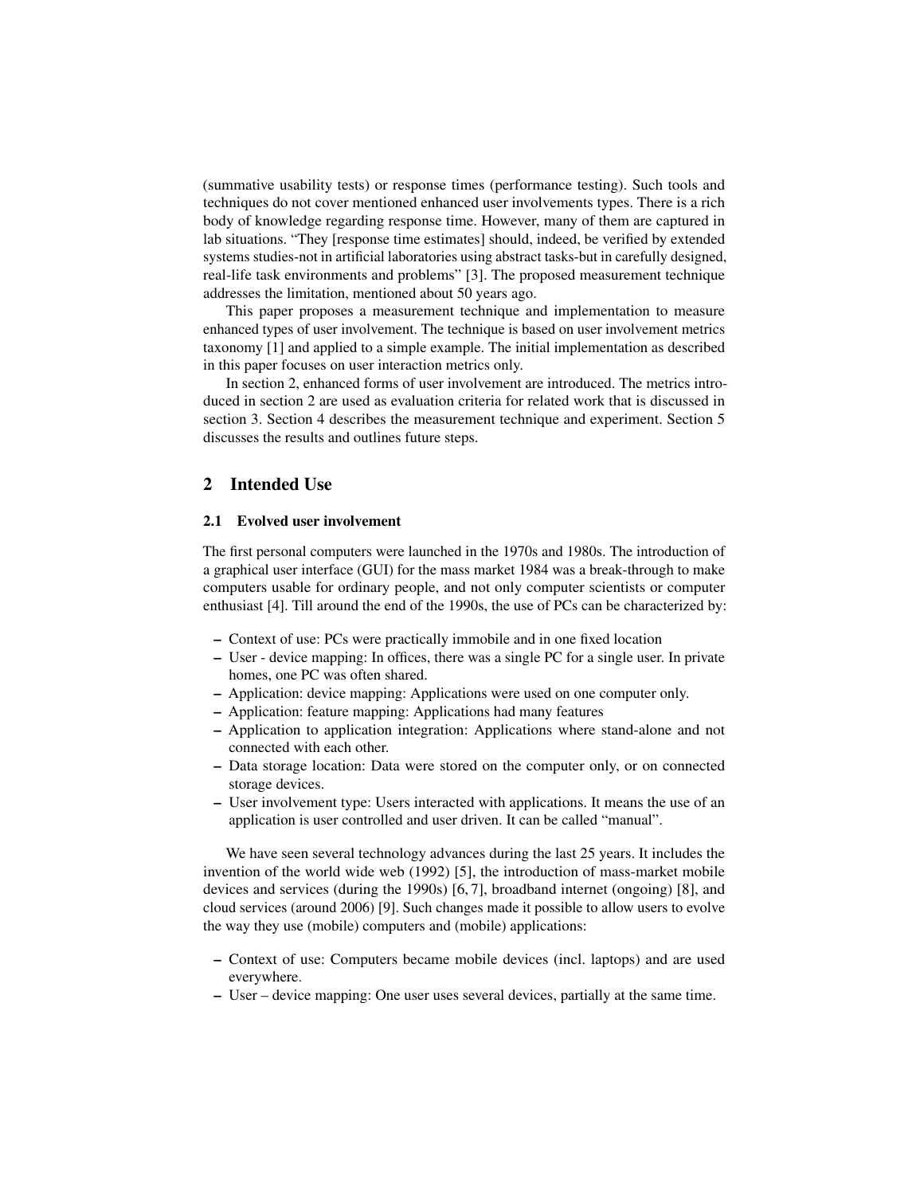(summative usability tests) or response times (performance testing). Such tools and techniques do not cover mentioned enhanced user involvements types. There is a rich body of knowledge regarding response time. However, many of them are captured in lab situations. "They [response time estimates] should, indeed, be verified by extended systems studies-not in artificial laboratories using abstract tasks-but in carefully designed, real-life task environments and problems" [3]. The proposed measurement technique addresses the limitation, mentioned about 50 years ago.

This paper proposes a measurement technique and implementation to measure enhanced types of user involvement. The technique is based on user involvement metrics taxonomy [1] and applied to a simple example. The initial implementation as described in this paper focuses on user interaction metrics only.

In section 2, enhanced forms of user involvement are introduced. The metrics introduced in section 2 are used as evaluation criteria for related work that is discussed in section 3. Section 4 describes the measurement technique and experiment. Section 5 discusses the results and outlines future steps.

## 2 Intended Use

### 2.1 Evolved user involvement

The first personal computers were launched in the 1970s and 1980s. The introduction of a graphical user interface (GUI) for the mass market 1984 was a break-through to make computers usable for ordinary people, and not only computer scientists or computer enthusiast [4]. Till around the end of the 1990s, the use of PCs can be characterized by:

- Context of use: PCs were practically immobile and in one fixed location
- User - device mapping: In offices, there was a single PC for a single user. In private homes, one PC was often shared.
- Application: device mapping: Applications were used on one computer only.
- Application: feature mapping: Applications had many features
- Application to application integration: Applications where stand-alone and not connected with each other.
- Data storage location: Data were stored on the computer only, or on connected storage devices.
- User involvement type: Users interacted with applications. It means the use of an application is user controlled and user driven. It can be called "manual".

We have seen several technology advances during the last 25 years. It includes the invention of the world wide web (1992) [5], the introduction of mass-market mobile devices and services (during the 1990s) [6, 7], broadband internet (ongoing) [8], and cloud services (around 2006) [9]. Such changes made it possible to allow users to evolve the way they use (mobile) computers and (mobile) applications:

- Context of use: Computers became mobile devices (incl. laptops) and are used everywhere.
- User – device mapping: One user uses several devices, partially at the same time.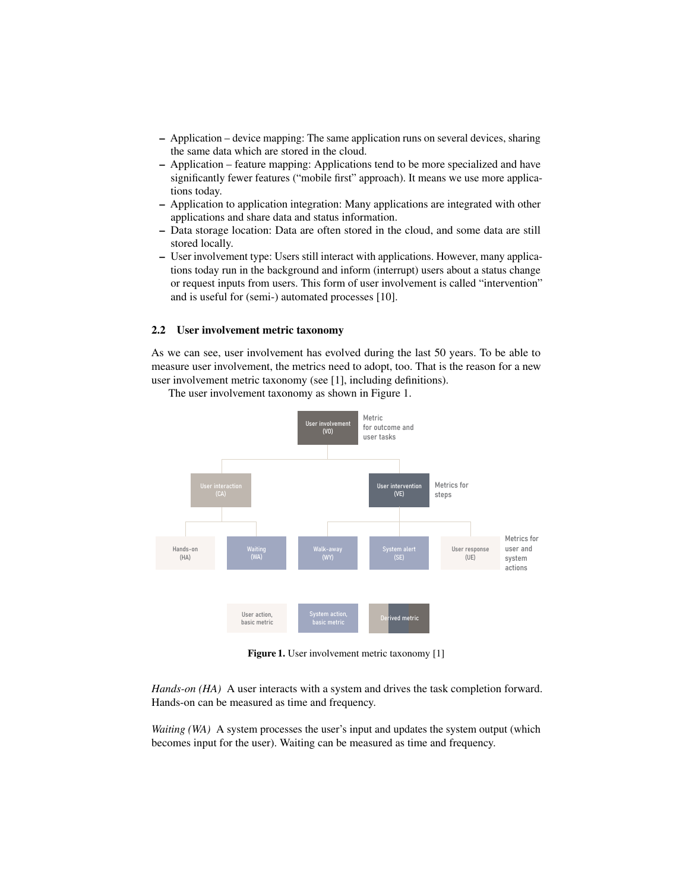– Application – device mapping: The same application runs on several devices, sharing the same data which are stored in the cloud.
– Application – feature mapping: Applications tend to be more specialized and have significantly fewer features ("mobile first" approach). It means we use more applications today.
– Application to application integration: Many applications are integrated with other applications and share data and status information.
– Data storage location: Data are often stored in the cloud, and some data are still stored locally.
– User involvement type: Users still interact with applications. However, many applications today run in the background and inform (interrupt) users about a status change or request inputs from users. This form of user involvement is called "intervention" and is useful for (semi-) automated processes [10].

## 2.2 User involvement metric taxonomy

As we can see, user involvement has evolved during the last 50 years. To be able to measure user involvement, the metrics need to adopt, too. That is the reason for a new user involvement metric taxonomy (see [1], including definitions).

The user involvement taxonomy as shown in Figure 1.

**Figure 1.** User involvement metric taxonomy [1]

*Hands-on (HA)* A user interacts with a system and drives the task completion forward. Hands-on can be measured as time and frequency.

*Waiting (WA)* A system processes the user's input and updates the system output (which becomes input for the user). Waiting can be measured as time and frequency.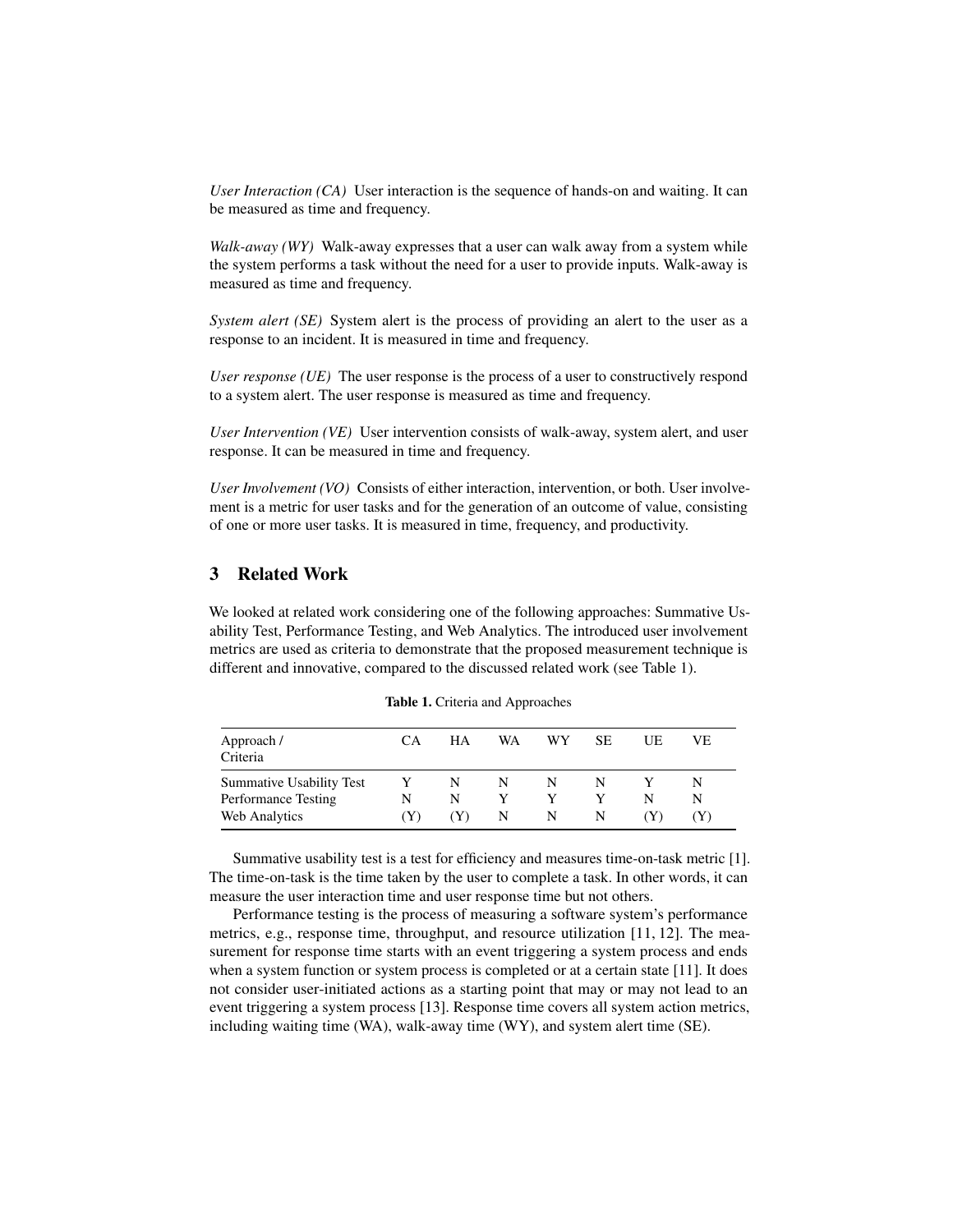*User Interaction (CA)* User interaction is the sequence of hands-on and waiting. It can be measured as time and frequency.

*Walk-away (WY)* Walk-away expresses that a user can walk away from a system while the system performs a task without the need for a user to provide inputs. Walk-away is measured as time and frequency.

*System alert (SE)* System alert is the process of providing an alert to the user as a response to an incident. It is measured in time and frequency.

*User response (UE)* The user response is the process of a user to constructively respond to a system alert. The user response is measured as time and frequency.

*User Intervention (VE)* User intervention consists of walk-away, system alert, and user response. It can be measured in time and frequency.

*User Involvement (VO)* Consists of either interaction, intervention, or both. User involvement is a metric for user tasks and for the generation of an outcome of value, consisting of one or more user tasks. It is measured in time, frequency, and productivity.

## 3 Related Work

We looked at related work considering one of the following approaches: Summative Usability Test, Performance Testing, and Web Analytics. The introduced user involvement metrics are used as criteria to demonstrate that the proposed measurement technique is different and innovative, compared to the discussed related work (see Table 1).

**Table 1.** Criteria and Approaches

| Approach / Criteria | CA | HA | WA | WY | SE | UE | VE |
|---|---|---|---|---|---|---|---|
| Summative Usability Test | Y | N | N | N | N | Y | N |
| Performance Testing | N | N | Y | Y | Y | N | N |
| Web Analytics | (Y) | (Y) | N | N | N | (Y) | (Y) |

Summative usability test is a test for efficiency and measures time-on-task metric [1]. The time-on-task is the time taken by the user to complete a task. In other words, it can measure the user interaction time and user response time but not others.

Performance testing is the process of measuring a software system's performance metrics, e.g., response time, throughput, and resource utilization [11, 12]. The measurement for response time starts with an event triggering a system process and ends when a system function or system process is completed or at a certain state [11]. It does not consider user-initiated actions as a starting point that may or may not lead to an event triggering a system process [13]. Response time covers all system action metrics, including waiting time (WA), walk-away time (WY), and system alert time (SE).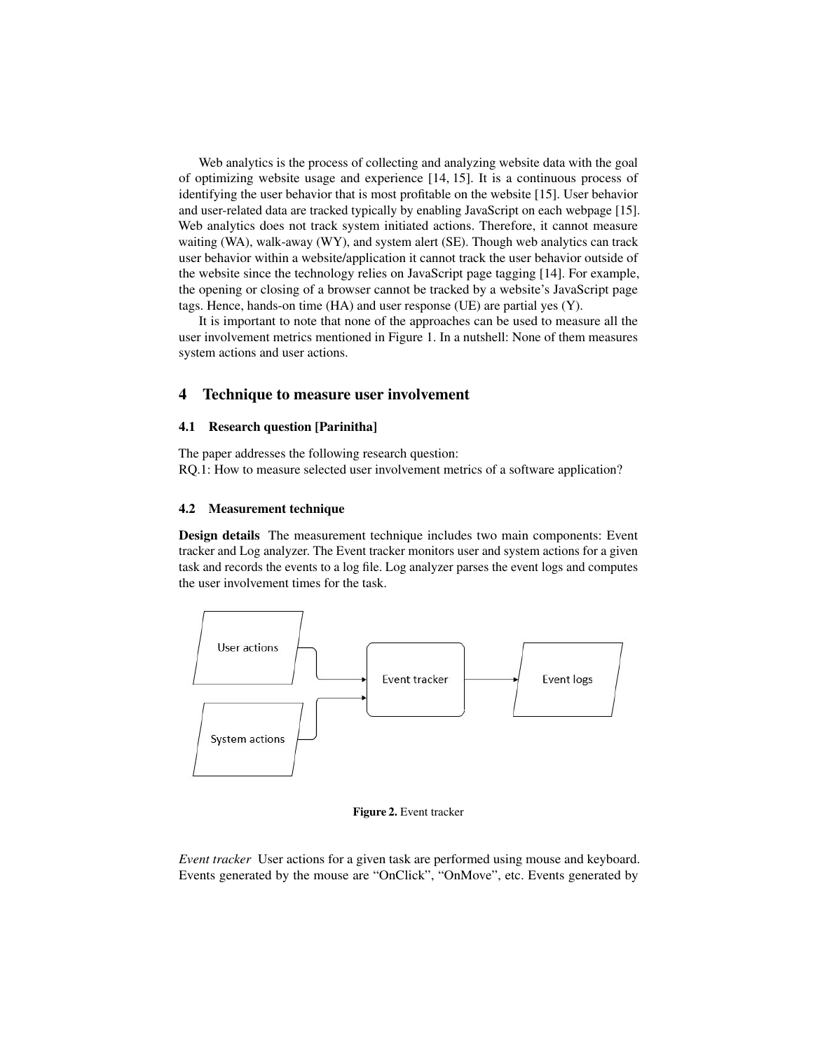Web analytics is the process of collecting and analyzing website data with the goal of optimizing website usage and experience [14, 15]. It is a continuous process of identifying the user behavior that is most profitable on the website [15]. User behavior and user-related data are tracked typically by enabling JavaScript on each webpage [15]. Web analytics does not track system initiated actions. Therefore, it cannot measure waiting (WA), walk-away (WY), and system alert (SE). Though web analytics can track user behavior within a website/application it cannot track the user behavior outside of the website since the technology relies on JavaScript page tagging [14]. For example, the opening or closing of a browser cannot be tracked by a website's JavaScript page tags. Hence, hands-on time (HA) and user response (UE) are partial yes (Y).

It is important to note that none of the approaches can be used to measure all the user involvement metrics mentioned in Figure 1. In a nutshell: None of them measures system actions and user actions.

## 4 Technique to measure user involvement

### 4.1 Research question [Parinitha]

The paper addresses the following research question:
RQ.1: How to measure selected user involvement metrics of a software application?

### 4.2 Measurement technique

**Design details** The measurement technique includes two main components: Event tracker and Log analyzer. The Event tracker monitors user and system actions for a given task and records the events to a log file. Log analyzer parses the event logs and computes the user involvement times for the task.

User actions → Event tracker; System actions → Event tracker; Event tracker → Event logs

**Figure 2.** Event tracker

*Event tracker* User actions for a given task are performed using mouse and keyboard. Events generated by the mouse are "OnClick", "OnMove", etc. Events generated by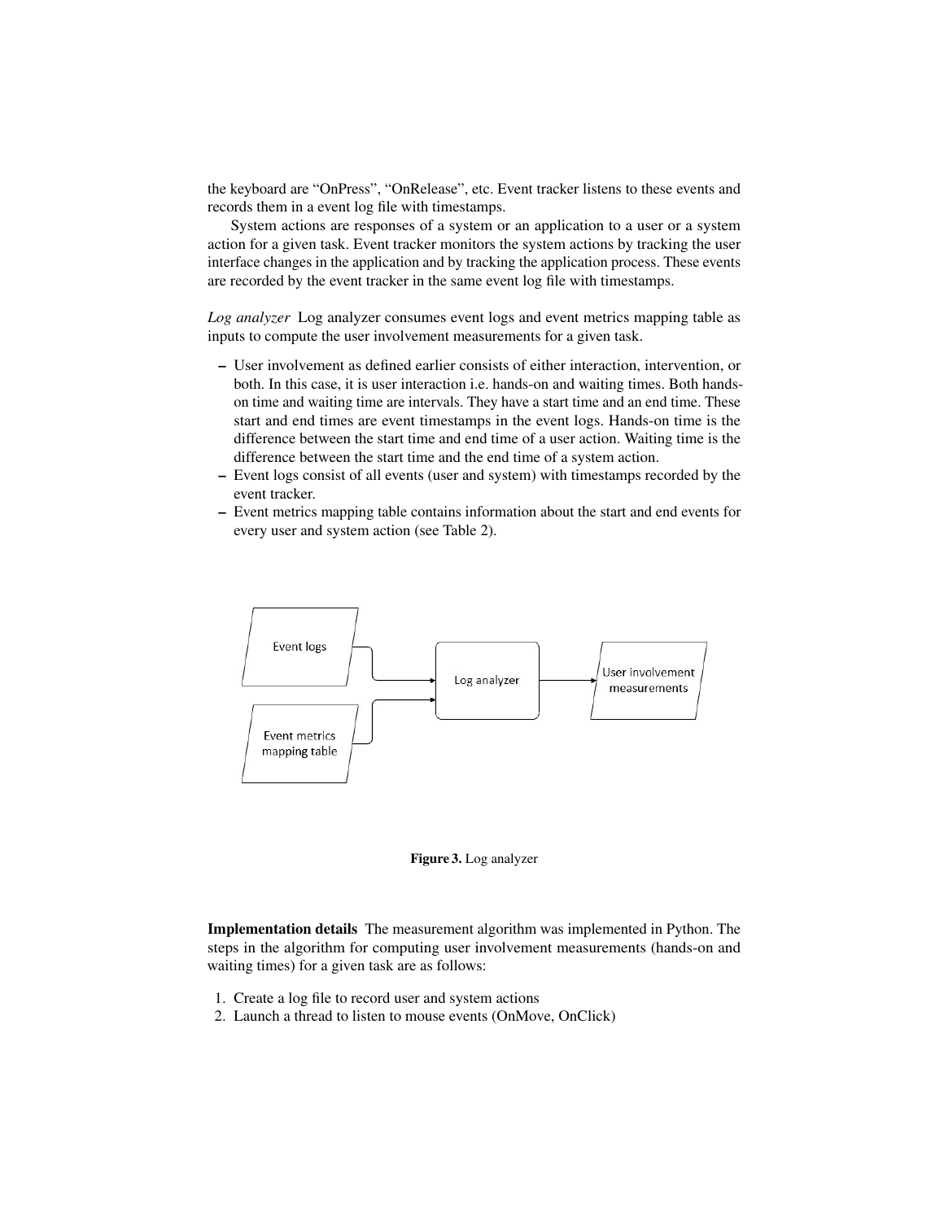the keyboard are "OnPress", "OnRelease", etc. Event tracker listens to these events and records them in a event log file with timestamps.

System actions are responses of a system or an application to a user or a system action for a given task. Event tracker monitors the system actions by tracking the user interface changes in the application and by tracking the application process. These events are recorded by the event tracker in the same event log file with timestamps.

*Log analyzer* Log analyzer consumes event logs and event metrics mapping table as inputs to compute the user involvement measurements for a given task.

- User involvement as defined earlier consists of either interaction, intervention, or both. In this case, it is user interaction i.e. hands-on and waiting times. Both hands-on time and waiting time are intervals. They have a start time and an end time. These start and end times are event timestamps in the event logs. Hands-on time is the difference between the start time and end time of a user action. Waiting time is the difference between the start time and the end time of a system action.
- Event logs consist of all events (user and system) with timestamps recorded by the event tracker.
- Event metrics mapping table contains information about the start and end events for every user and system action (see Table 2).

Event logs

Event metrics mapping table

Log analyzer

User involvement measurements

**Figure 3.** Log analyzer

**Implementation details** The measurement algorithm was implemented in Python. The steps in the algorithm for computing user involvement measurements (hands-on and waiting times) for a given task are as follows:

1. Create a log file to record user and system actions
2. Launch a thread to listen to mouse events (OnMove, OnClick)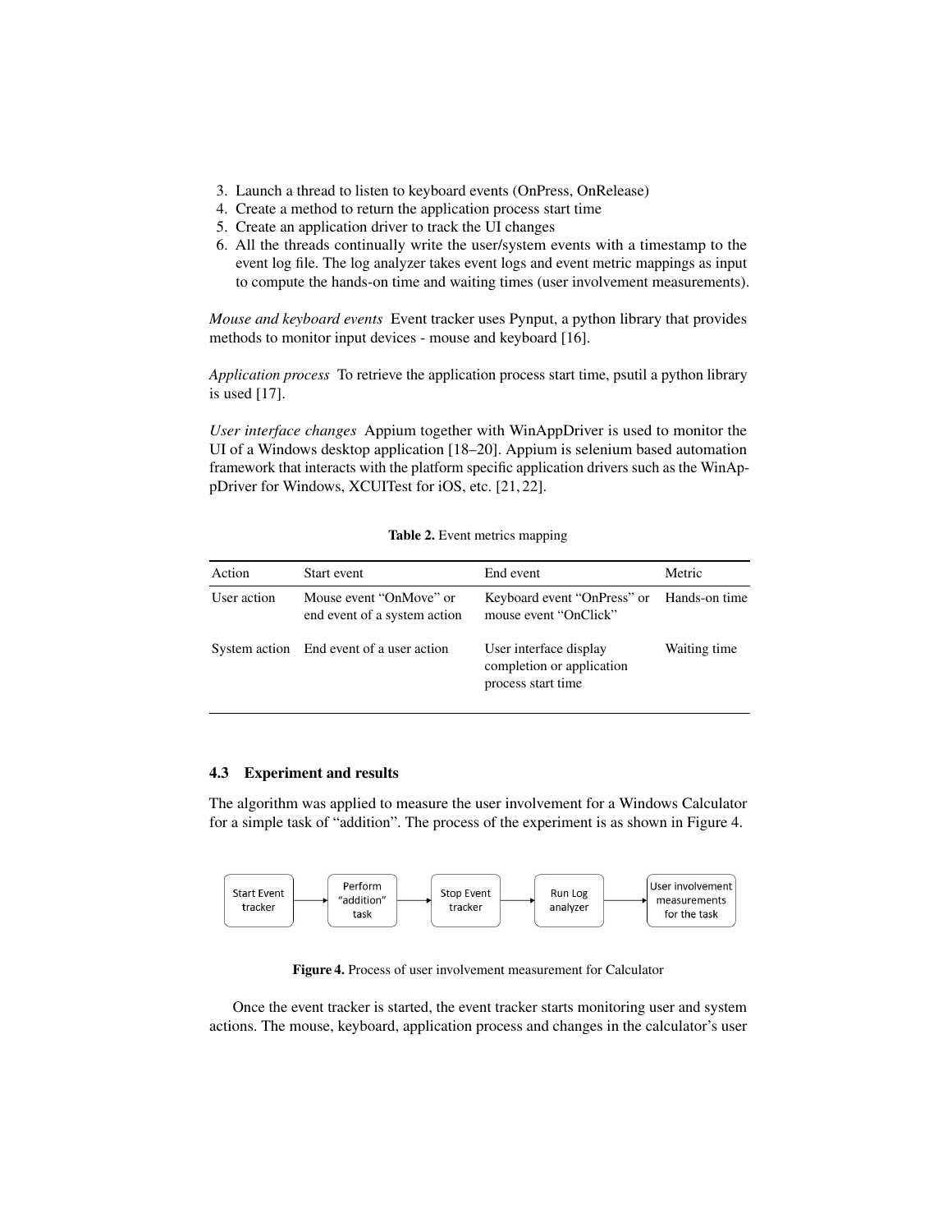3. Launch a thread to listen to keyboard events (OnPress, OnRelease)
4. Create a method to return the application process start time
5. Create an application driver to track the UI changes
6. All the threads continually write the user/system events with a timestamp to the event log file. The log analyzer takes event logs and event metric mappings as input to compute the hands-on time and waiting times (user involvement measurements).

*Mouse and keyboard events* Event tracker uses Pynput, a python library that provides methods to monitor input devices - mouse and keyboard [16].

*Application process* To retrieve the application process start time, psutil a python library is used [17].

*User interface changes* Appium together with WinAppDriver is used to monitor the UI of a Windows desktop application [18–20]. Appium is selenium based automation framework that interacts with the platform specific application drivers such as the WinAppDriver for Windows, XCUITest for iOS, etc. [21, 22].

**Table 2.** Event metrics mapping

| Action | Start event | End event | Metric |
| --- | --- | --- | --- |
| User action | Mouse event "OnMove" or end event of a system action | Keyboard event "OnPress" or mouse event "OnClick" | Hands-on time |
| System action | End event of a user action | User interface display completion or application process start time | Waiting time |

### 4.3 Experiment and results

The algorithm was applied to measure the user involvement for a Windows Calculator for a simple task of "addition". The process of the experiment is as shown in Figure 4.

Start Event tracker → Perform "addition" task → Stop Event tracker → Run Log analyzer → User involvement measurements for the task

**Figure 4.** Process of user involvement measurement for Calculator

Once the event tracker is started, the event tracker starts monitoring user and system actions. The mouse, keyboard, application process and changes in the calculator's user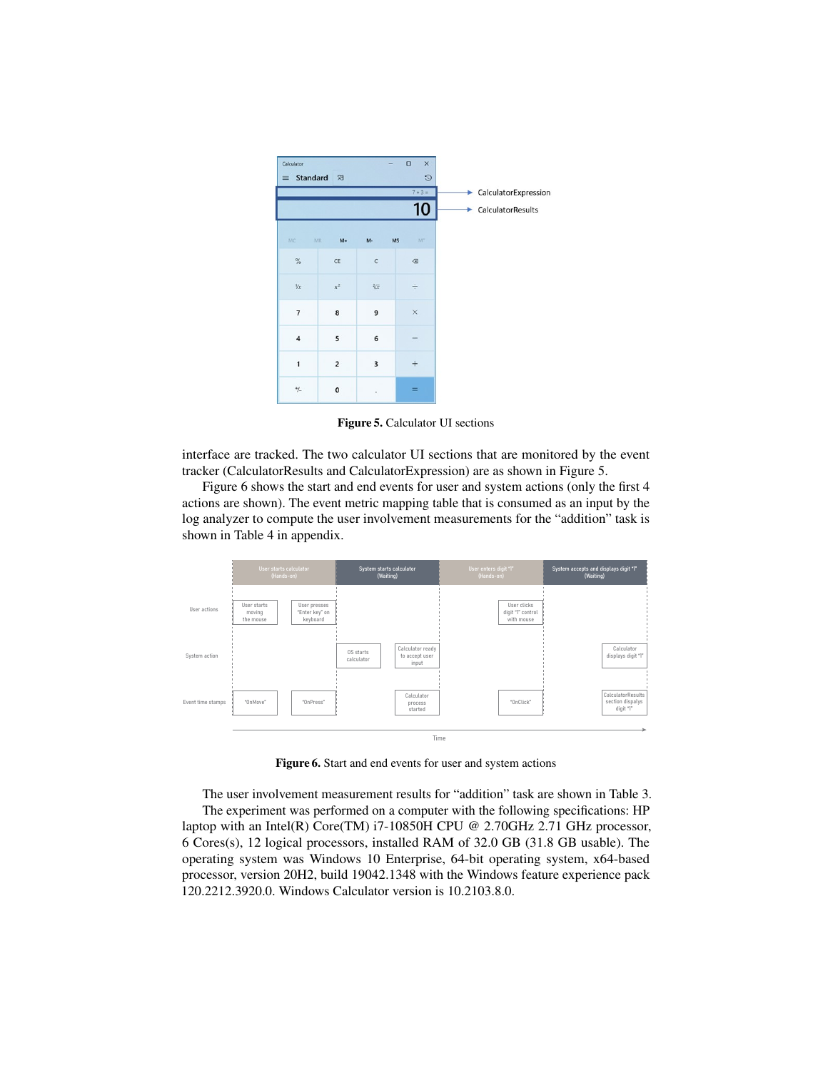Figure 5. Calculator UI sections

interface are tracked. The two calculator UI sections that are monitored by the event tracker (CalculatorResults and CalculatorExpression) are as shown in Figure 5.

Figure 6 shows the start and end events for user and system actions (only the first 4 actions are shown). The event metric mapping table that is consumed as an input by the log analyzer to compute the user involvement measurements for the "addition" task is shown in Table 4 in appendix.

Figure 6. Start and end events for user and system actions

The user involvement measurement results for "addition" task are shown in Table 3.

The experiment was performed on a computer with the following specifications: HP laptop with an Intel(R) Core(TM) i7-10850H CPU @ 2.70GHz 2.71 GHz processor, 6 Cores(s), 12 logical processors, installed RAM of 32.0 GB (31.8 GB usable). The operating system was Windows 10 Enterprise, 64-bit operating system, x64-based processor, version 20H2, build 19042.1348 with the Windows feature experience pack 120.2212.3920.0. Windows Calculator version is 10.2103.8.0.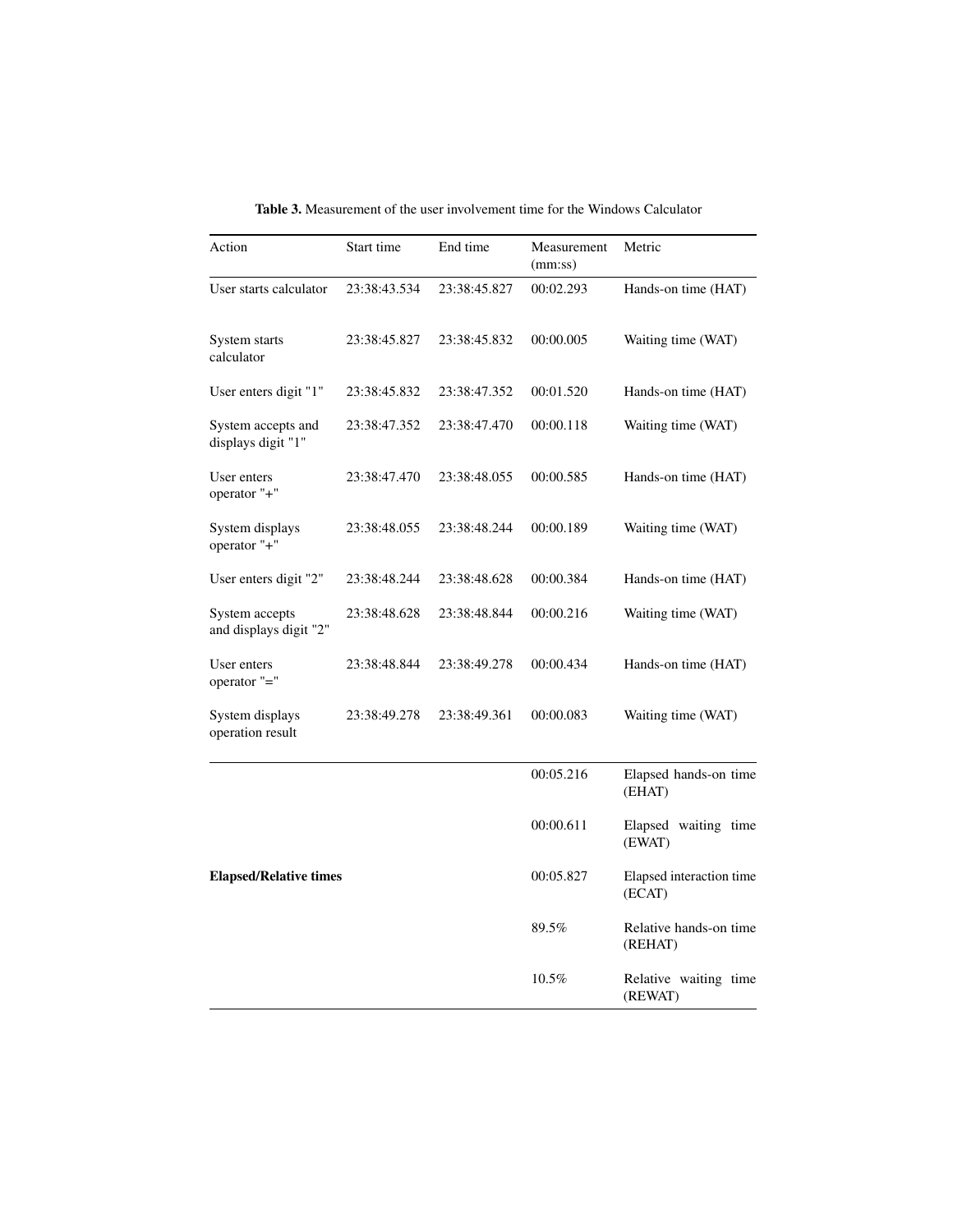**Table 3.** Measurement of the user involvement time for the Windows Calculator

| Action | Start time | End time | Measurement (mm:ss) | Metric |
|---|---|---|---|---|
| User starts calculator | 23:38:43.534 | 23:38:45.827 | 00:02.293 | Hands-on time (HAT) |
| System starts calculator | 23:38:45.827 | 23:38:45.832 | 00:00.005 | Waiting time (WAT) |
| User enters digit "1" | 23:38:45.832 | 23:38:47.352 | 00:01.520 | Hands-on time (HAT) |
| System accepts and displays digit "1" | 23:38:47.352 | 23:38:47.470 | 00:00.118 | Waiting time (WAT) |
| User enters operator "+" | 23:38:47.470 | 23:38:48.055 | 00:00.585 | Hands-on time (HAT) |
| System displays operator "+" | 23:38:48.055 | 23:38:48.244 | 00:00.189 | Waiting time (WAT) |
| User enters digit "2" | 23:38:48.244 | 23:38:48.628 | 00:00.384 | Hands-on time (HAT) |
| System accepts and displays digit "2" | 23:38:48.628 | 23:38:48.844 | 00:00.216 | Waiting time (WAT) |
| User enters operator "=" | 23:38:48.844 | 23:38:49.278 | 00:00.434 | Hands-on time (HAT) |
| System displays operation result | 23:38:49.278 | 23:38:49.361 | 00:00.083 | Waiting time (WAT) |
| **Elapsed/Relative times** | | | 00:05.216 | Elapsed hands-on time (EHAT) |
| | | | 00:00.611 | Elapsed waiting time (EWAT) |
| | | | 00:05.827 | Elapsed interaction time (ECAT) |
| | | | 89.5% | Relative hands-on time (REHAT) |
| | | | 10.5% | Relative waiting time (REWAT) |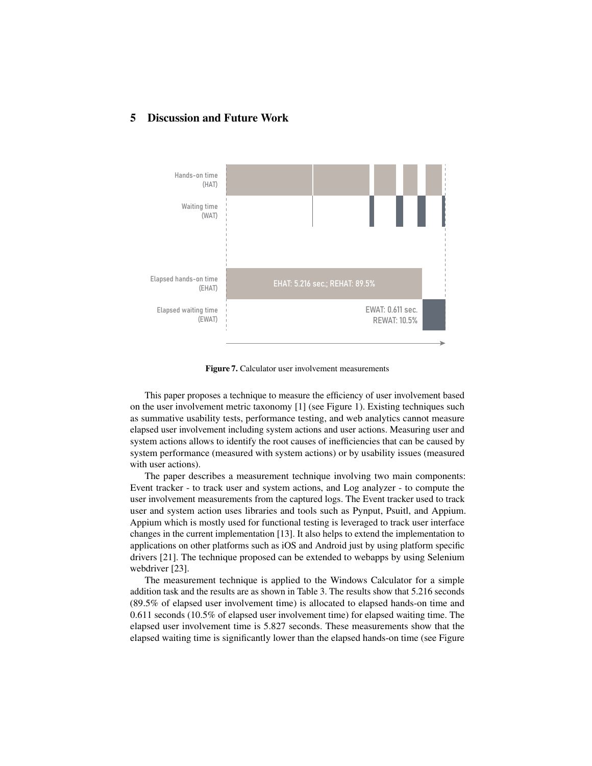## 5 Discussion and Future Work

**Figure 7.** Calculator user involvement measurements

This paper proposes a technique to measure the efficiency of user involvement based on the user involvement metric taxonomy [1] (see Figure 1). Existing techniques such as summative usability tests, performance testing, and web analytics cannot measure elapsed user involvement including system actions and user actions. Measuring user and system actions allows to identify the root causes of inefficiencies that can be caused by system performance (measured with system actions) or by usability issues (measured with user actions).

The paper describes a measurement technique involving two main components: Event tracker - to track user and system actions, and Log analyzer - to compute the user involvement measurements from the captured logs. The Event tracker used to track user and system action uses libraries and tools such as Pynput, Psuitl, and Appium. Appium which is mostly used for functional testing is leveraged to track user interface changes in the current implementation [13]. It also helps to extend the implementation to applications on other platforms such as iOS and Android just by using platform specific drivers [21]. The technique proposed can be extended to webapps by using Selenium webdriver [23].

The measurement technique is applied to the Windows Calculator for a simple addition task and the results are as shown in Table 3. The results show that 5.216 seconds (89.5% of elapsed user involvement time) is allocated to elapsed hands-on time and 0.611 seconds (10.5% of elapsed user involvement time) for elapsed waiting time. The elapsed user involvement time is 5.827 seconds. These measurements show that the elapsed waiting time is significantly lower than the elapsed hands-on time (see Figure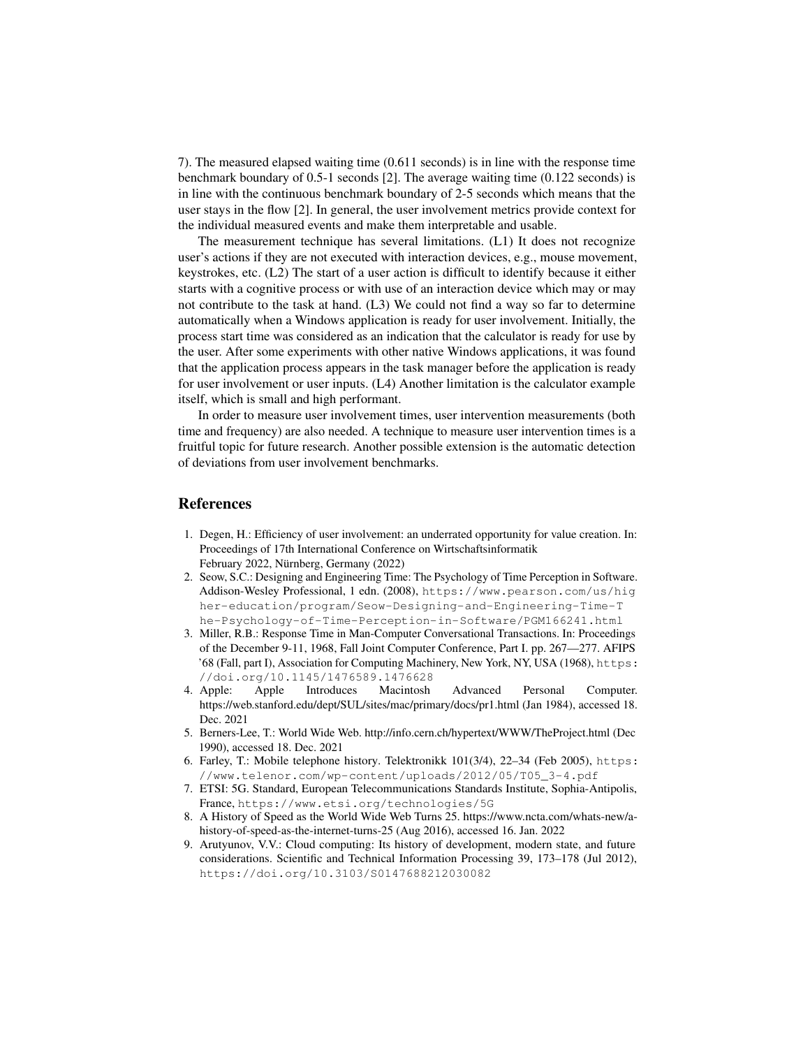7). The measured elapsed waiting time (0.611 seconds) is in line with the response time benchmark boundary of 0.5-1 seconds [2]. The average waiting time (0.122 seconds) is in line with the continuous benchmark boundary of 2-5 seconds which means that the user stays in the flow [2]. In general, the user involvement metrics provide context for the individual measured events and make them interpretable and usable.

The measurement technique has several limitations. (L1) It does not recognize user's actions if they are not executed with interaction devices, e.g., mouse movement, keystrokes, etc. (L2) The start of a user action is difficult to identify because it either starts with a cognitive process or with use of an interaction device which may or may not contribute to the task at hand. (L3) We could not find a way so far to determine automatically when a Windows application is ready for user involvement. Initially, the process start time was considered as an indication that the calculator is ready for use by the user. After some experiments with other native Windows applications, it was found that the application process appears in the task manager before the application is ready for user involvement or user inputs. (L4) Another limitation is the calculator example itself, which is small and high performant.

In order to measure user involvement times, user intervention measurements (both time and frequency) are also needed. A technique to measure user intervention times is a fruitful topic for future research. Another possible extension is the automatic detection of deviations from user involvement benchmarks.

## References

1. Degen, H.: Efficiency of user involvement: an underrated opportunity for value creation. In: Proceedings of 17th International Conference on Wirtschaftsinformatik February 2022, Nürnberg, Germany (2022)
2. Seow, S.C.: Designing and Engineering Time: The Psychology of Time Perception in Software. Addison-Wesley Professional, 1 edn. (2008), https://www.pearson.com/us/higher-education/program/Seow-Designing-and-Engineering-Time-The-Psychology-of-Time-Perception-in-Software/PGM166241.html
3. Miller, R.B.: Response Time in Man-Computer Conversational Transactions. In: Proceedings of the December 9-11, 1968, Fall Joint Computer Conference, Part I. pp. 267—277. AFIPS '68 (Fall, part I), Association for Computing Machinery, New York, NY, USA (1968), https://doi.org/10.1145/1476589.1476628
4. Apple: Apple Introduces Macintosh Advanced Personal Computer. https://web.stanford.edu/dept/SUL/sites/mac/primary/docs/pr1.html (Jan 1984), accessed 18. Dec. 2021
5. Berners-Lee, T.: World Wide Web. http://info.cern.ch/hypertext/WWW/TheProject.html (Dec 1990), accessed 18. Dec. 2021
6. Farley, T.: Mobile telephone history. Telektronikk 101(3/4), 22–34 (Feb 2005), https://www.telenor.com/wp-content/uploads/2012/05/T05_3-4.pdf
7. ETSI: 5G. Standard, European Telecommunications Standards Institute, Sophia-Antipolis, France, https://www.etsi.org/technologies/5G
8. A History of Speed as the World Wide Web Turns 25. https://www.ncta.com/whats-new/a-history-of-speed-as-the-internet-turns-25 (Aug 2016), accessed 16. Jan. 2022
9. Arutyunov, V.V.: Cloud computing: Its history of development, modern state, and future considerations. Scientific and Technical Information Processing 39, 173–178 (Jul 2012), https://doi.org/10.3103/S0147688212030082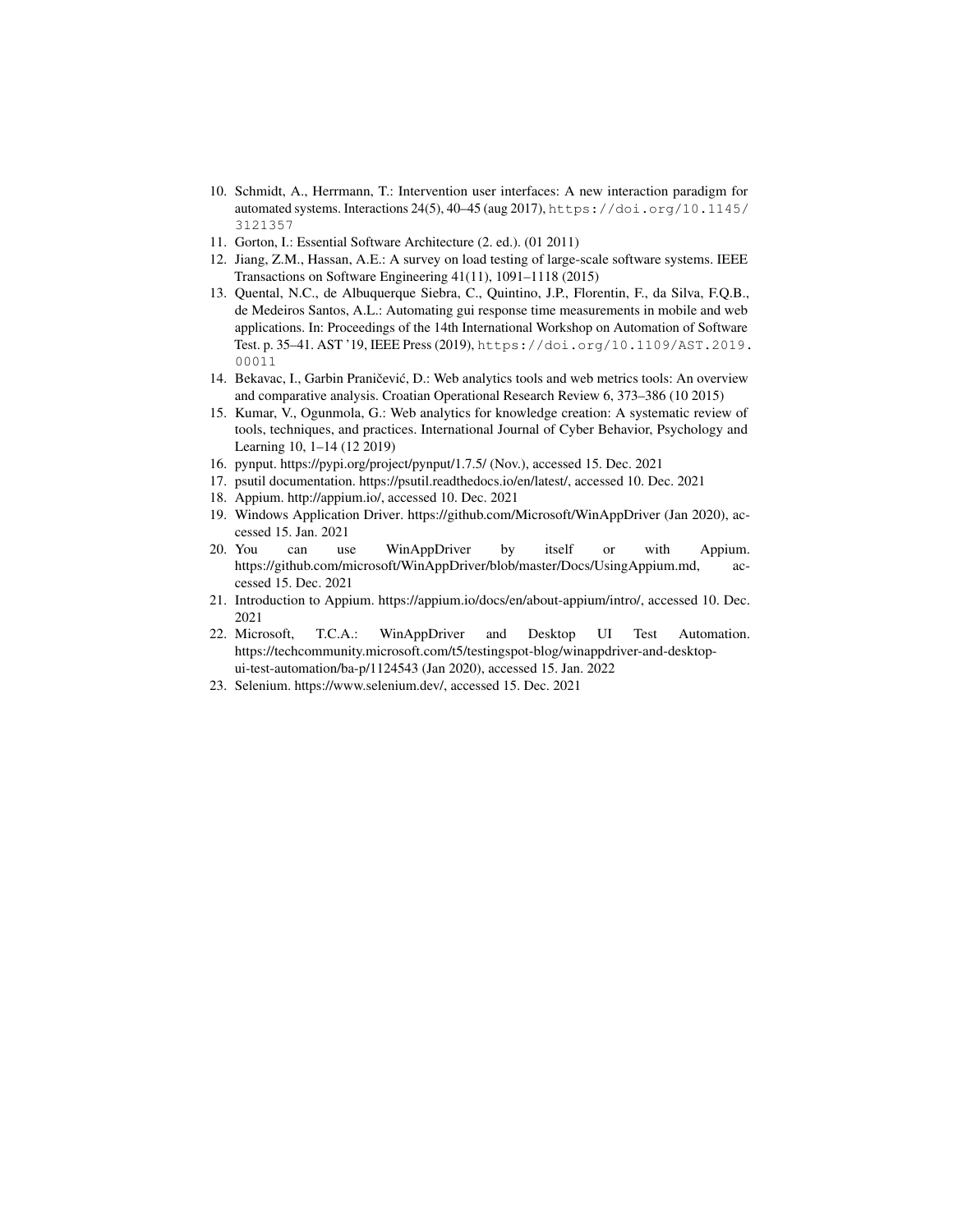10. Schmidt, A., Herrmann, T.: Intervention user interfaces: A new interaction paradigm for automated systems. Interactions 24(5), 40–45 (aug 2017), https://doi.org/10.1145/3121357
11. Gorton, I.: Essential Software Architecture (2. ed.). (01 2011)
12. Jiang, Z.M., Hassan, A.E.: A survey on load testing of large-scale software systems. IEEE Transactions on Software Engineering 41(11), 1091–1118 (2015)
13. Quental, N.C., de Albuquerque Siebra, C., Quintino, J.P., Florentin, F., da Silva, F.Q.B., de Medeiros Santos, A.L.: Automating gui response time measurements in mobile and web applications. In: Proceedings of the 14th International Workshop on Automation of Software Test. p. 35–41. AST '19, IEEE Press (2019), https://doi.org/10.1109/AST.2019.00011
14. Bekavac, I., Garbin Praničević, D.: Web analytics tools and web metrics tools: An overview and comparative analysis. Croatian Operational Research Review 6, 373–386 (10 2015)
15. Kumar, V., Ogunmola, G.: Web analytics for knowledge creation: A systematic review of tools, techniques, and practices. International Journal of Cyber Behavior, Psychology and Learning 10, 1–14 (12 2019)
16. pynput. https://pypi.org/project/pynput/1.7.5/ (Nov.), accessed 15. Dec. 2021
17. psutil documentation. https://psutil.readthedocs.io/en/latest/, accessed 10. Dec. 2021
18. Appium. http://appium.io/, accessed 10. Dec. 2021
19. Windows Application Driver. https://github.com/Microsoft/WinAppDriver (Jan 2020), accessed 15. Jan. 2021
20. You can use WinAppDriver by itself or with Appium. https://github.com/microsoft/WinAppDriver/blob/master/Docs/UsingAppium.md, accessed 15. Dec. 2021
21. Introduction to Appium. https://appium.io/docs/en/about-appium/intro/, accessed 10. Dec. 2021
22. Microsoft, T.C.A.: WinAppDriver and Desktop UI Test Automation. https://techcommunity.microsoft.com/t5/testingspot-blog/winappdriver-and-desktop-ui-test-automation/ba-p/1124543 (Jan 2020), accessed 15. Jan. 2022
23. Selenium. https://www.selenium.dev/, accessed 15. Dec. 2021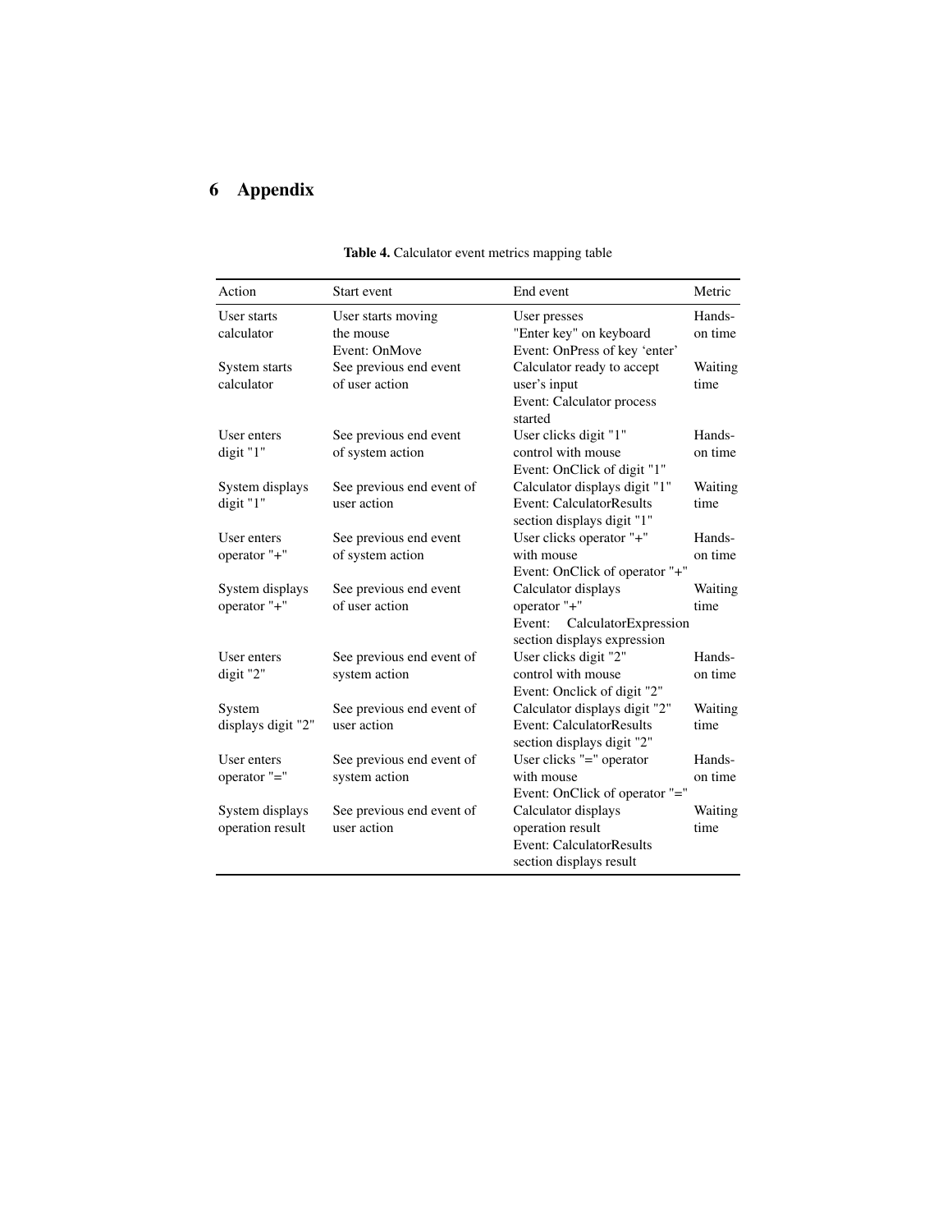# 6 Appendix

**Table 4.** Calculator event metrics mapping table

| Action | Start event | End event | Metric |
|---|---|---|---|
| User starts calculator | User starts moving the mouse Event: OnMove | User presses "Enter key" on keyboard Event: OnPress of key 'enter' | Hands-on time |
| System starts calculator | See previous end event of user action | Calculator ready to accept user's input Event: Calculator process started | Waiting time |
| User enters digit "1" | See previous end event of system action | User clicks digit "1" control with mouse Event: OnClick of digit "1" | Hands-on time |
| System displays digit "1" | See previous end event of user action | Calculator displays digit "1" Event: CalculatorResults section displays digit "1" | Waiting time |
| User enters operator "+" | See previous end event of system action | User clicks operator "+" with mouse Event: OnClick of operator "+" | Hands-on time |
| System displays operator "+" | See previous end event of user action | Calculator displays operator "+" Event: CalculatorExpression section displays expression | Waiting time |
| User enters digit "2" | See previous end event of system action | User clicks digit "2" control with mouse Event: Onclick of digit "2" | Hands-on time |
| System displays digit "2" | See previous end event of user action | Calculator displays digit "2" Event: CalculatorResults section displays digit "2" | Waiting time |
| User enters operator "=" | See previous end event of system action | User clicks "=" operator with mouse Event: OnClick of operator "=" | Hands-on time |
| System displays operation result | See previous end event of user action | Calculator displays operation result Event: CalculatorResults section displays result | Waiting time |